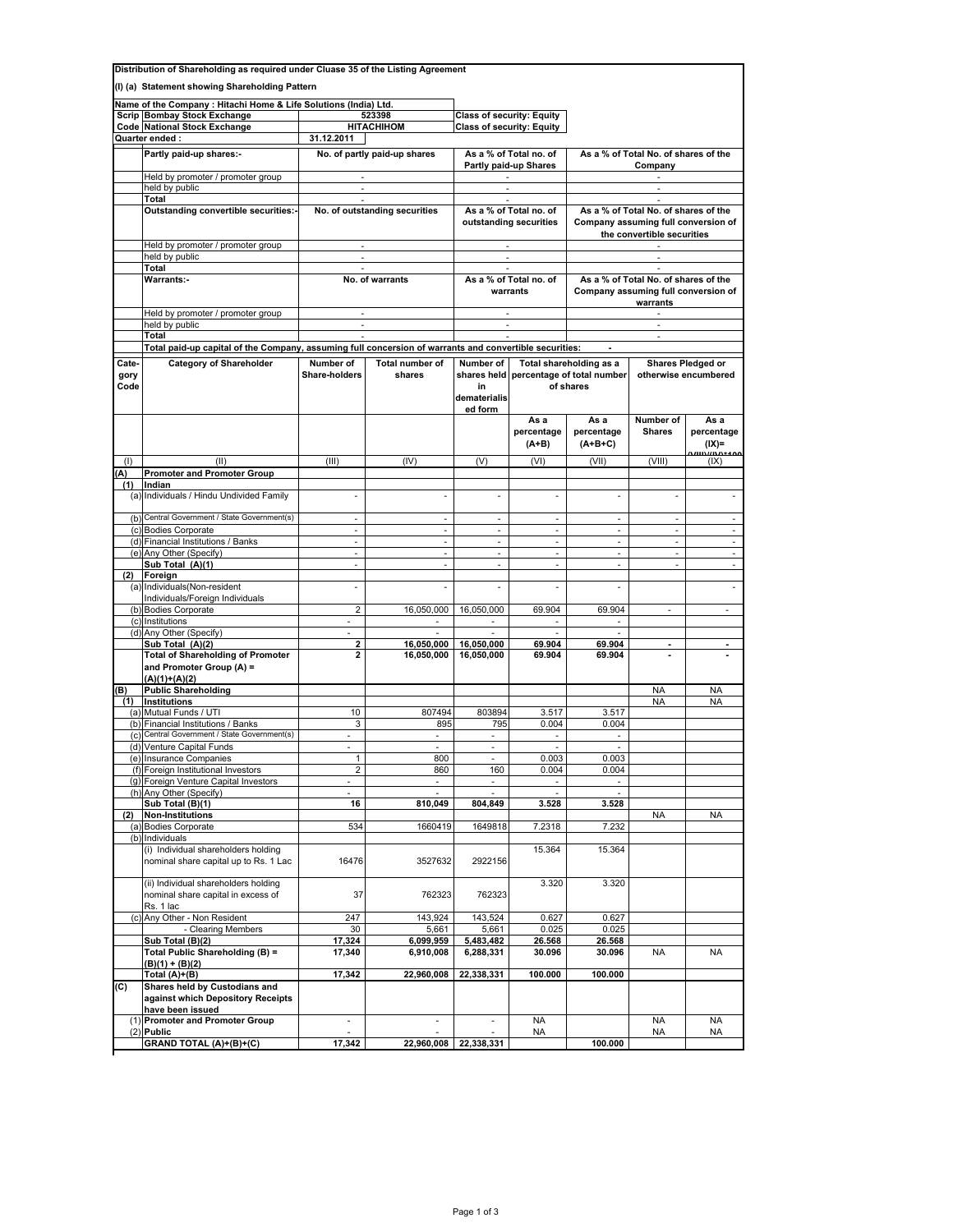**Distribution of Shareholding as required under Cluase 35 of the Listing Agreement**

**(I) (a) Statement showing Shareholding Pattern**

**Name of the Company : Hitachi Home & Life Solutions (India) Ltd.**

| Scrip Code | | | |
|---|---|---|---|
| Bombay Stock Exchange | 523398 | Class of security: Equity |
| National Stock Exchange | HITACHIHOM | Class of security: Equity |
| Quarter ended : | 31.12.2011 | |

| | Partly paid-up shares:- | No. of partly paid-up shares | As a % of Total no. of Partly paid-up Shares | As a % of Total No. of shares of the Company |
|---|---|---|---|---|
| | Held by promoter / promoter group | - | - | - |
| | held by public | - | - | - |
| | Total | - | - | - |
| | **Outstanding convertible securities:-** | **No. of outstanding securities** | **As a % of Total no. of outstanding securities** | **As a % of Total No. of shares of the Company assuming full conversion of the convertible securities** |
| | Held by promoter / promoter group | - | - | - |
| | held by public | - | - | - |
| | Total | - | - | - |
| | **Warrants:-** | **No. of warrants** | **As a % of Total no. of warrants** | **As a % of Total No. of shares of the Company assuming full conversion of warrants** |
| | Held by promoter / promoter group | - | - | - |
| | held by public | - | - | - |
| | Total | - | - | - |
| | **Total paid-up capital of the Company, assuming full concersion of warrants and convertible securities:** | | | - |

| Category Code | Category of Shareholder | Number of Share-holders | Total number of shares | Number of shares held in dematerialised form | Total shareholding as a percentage of total number of shares | | Shares Pledged or otherwise encumbered | |
|---|---|---|---|---|---|---|---|---|
| | | | | | As a percentage (A+B) | As a percentage (A+B+C) | Number of Shares | As a percentage (IX)= (VIII)/(IV)*100 |
| (I) | (II) | (III) | (IV) | (V) | (VI) | (VII) | (VIII) | (IX) |
| **(A)** | **Promoter and Promoter Group** | | | | | | | |
| **(1)** | **Indian** | | | | | | | |
| (a) | Individuals / Hindu Undivided Family | - | - | - | - | - | - | - |
| (b) | Central Government / State Government(s) | - | - | - | - | - | - | - |
| (c) | Bodies Corporate | - | - | - | - | - | - | - |
| (d) | Financial Institutions / Banks | - | - | - | - | - | - | - |
| (e) | Any Other (Specify) | - | - | - | - | - | - | - |
| | Sub Total (A)(1) | - | - | - | - | - | - | - |
| **(2)** | **Foreign** | | | | | | | |
| (a) | Individuals(Non-resident Individuals/Foreign Individuals | - | - | - | - | - | | - |
| (b) | Bodies Corporate | 2 | 16,050,000 | 16,050,000 | 69.904 | 69.904 | - | - |
| (c) | Institutions | - | - | - | - | - | | |
| (d) | Any Other (Specify) | - | - | - | - | - | | |
| | **Sub Total (A)(2)** | **2** | **16,050,000** | **16,050,000** | **69.904** | **69.904** | **-** | **-** |
| | **Total of Shareholding of Promoter and Promoter Group (A) = (A)(1)+(A)(2)** | **2** | **16,050,000** | **16,050,000** | **69.904** | **69.904** | **-** | **-** |
| **(B)** | **Public Shareholding** | | | | | | NA | NA |
| **(1)** | **Institutions** | | | | | | NA | NA |
| (a) | Mutual Funds / UTI | 10 | 807494 | 803894 | 3.517 | 3.517 | | |
| (b) | Financial Institutions / Banks | 3 | 895 | 795 | 0.004 | 0.004 | | |
| (c) | Central Government / State Government(s) | - | - | - | - | - | | |
| (d) | Venture Capital Funds | - | - | - | - | - | | |
| (e) | Insurance Companies | 1 | 800 | - | 0.003 | 0.003 | | |
| (f) | Foreign Institutional Investors | 2 | 860 | 160 | 0.004 | 0.004 | | |
| (g) | Foreign Venture Capital Investors | - | - | - | - | - | | |
| (h) | Any Other (Specify) | - | - | - | - | - | | |
| | **Sub Total (B)(1)** | **16** | **810,049** | **804,849** | **3.528** | **3.528** | | |
| **(2)** | **Non-Institutions** | | | | | | NA | NA |
| (a) | Bodies Corporate | 534 | 1660419 | 1649818 | 7.2318 | 7.232 | | |
| (b) | Individuals | | | | | | | |
| | (i) Individual shareholders holding nominal share capital up to Rs. 1 Lac | 16476 | 3527632 | 2922156 | 15.364 | 15.364 | | |
| | (ii) Individual shareholders holding nominal share capital in excess of Rs. 1 lac | 37 | 762323 | 762323 | 3.320 | 3.320 | | |
| (c) | Any Other - Non Resident | 247 | 143,924 | 143,524 | 0.627 | 0.627 | | |
| | - Clearing Members | 30 | 5,661 | 5,661 | 0.025 | 0.025 | | |
| | **Sub Total (B)(2)** | **17,324** | **6,099,959** | **5,483,482** | **26.568** | **26.568** | | |
| | **Total Public Shareholding (B) = (B)(1) + (B)(2)** | **17,340** | **6,910,008** | **6,288,331** | **30.096** | **30.096** | NA | NA |
| | **Total (A)+(B)** | **17,342** | **22,960,008** | **22,338,331** | **100.000** | **100.000** | | |
| **(C)** | **Shares held by Custodians and against which Depository Receipts have been issued** | | | | | | | |
| (1) | **Promoter and Promoter Group** | - | - | - | NA | | NA | NA |
| (2) | **Public** | - | - | - | NA | | NA | NA |
| | **GRAND TOTAL (A)+(B)+(C)** | **17,342** | **22,960,008** | **22,338,331** | | **100.000** | | |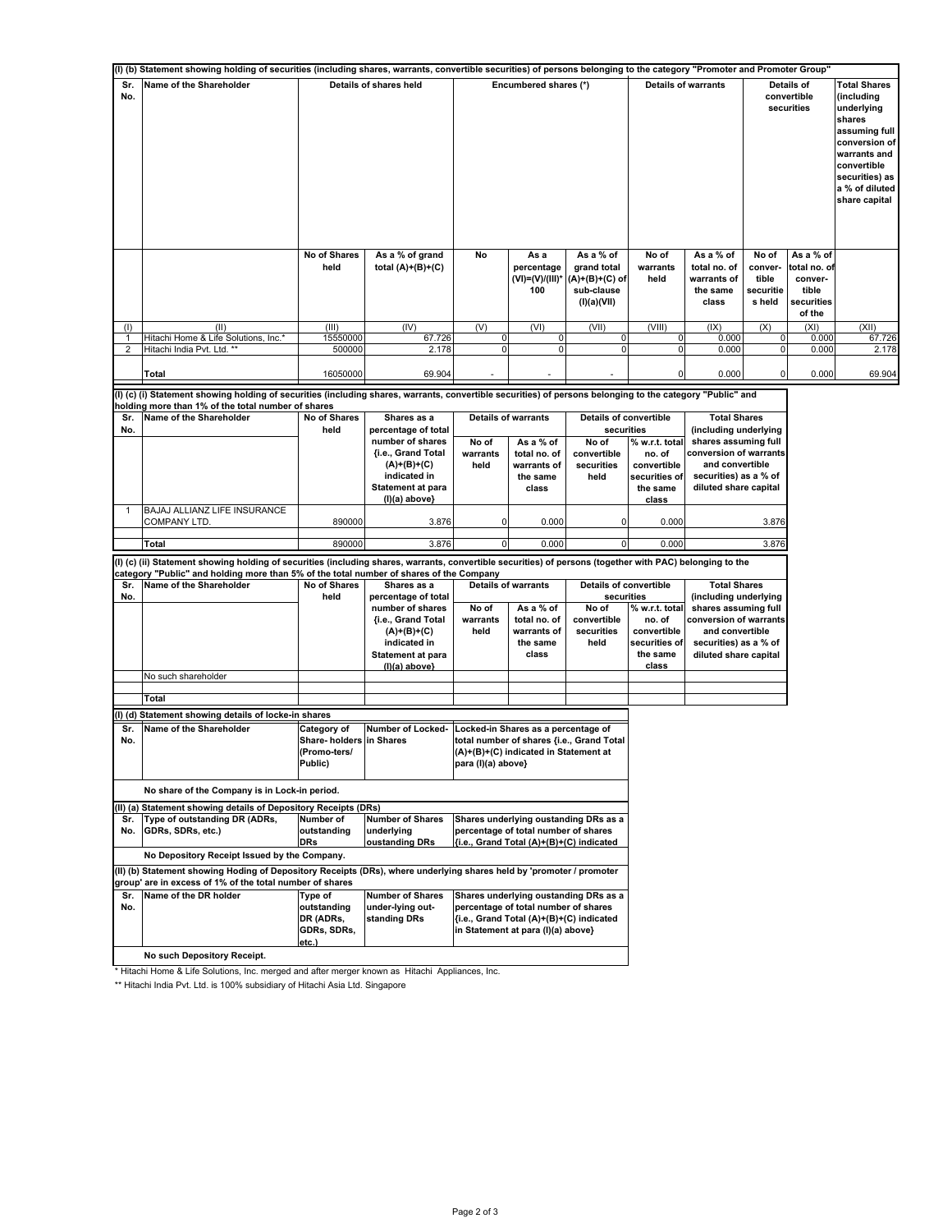### (I) (b) Statement showing holding of securities (including shares, warrants, convertible securities) of persons belonging to the category "Promoter and Promoter Group"

| Sr. No. | Name of the Shareholder | Details of shares held | | Encumbered shares (*) | | | Details of warrants | | Details of convertible securities | | Total Shares (including underlying shares assuming full conversion of warrants and convertible securities) as a % of diluted share capital |
|---|---|---|---|---|---|---|---|---|---|---|---|
| | | No of Shares held | As a % of grand total (A)+(B)+(C) | No | As a percentage (VI)=(V)/(III)*100 | As a % of grand total (A)+(B)+(C) of sub-clause (I)(a)(VII) | No of warrants held | As a % of total no. of warrants of the same class | No of convertible securities held | As a % of total no. of convertible securities of the | |
| (I) | (II) | (III) | (IV) | (V) | (VI) | (VII) | (VIII) | (IX) | (X) | (XI) | (XII) |
| 1 | Hitachi Home & Life Solutions, Inc.* | 15550000 | 67.726 | 0 | 0 | 0 | 0 | 0.000 | 0 | 0.000 | 67.726 |
| 2 | Hitachi India Pvt. Ltd. ** | 500000 | 2.178 | 0 | 0 | 0 | 0 | 0.000 | 0 | 0.000 | 2.178 |
| | Total | 16050000 | 69.904 | - | - | - | 0 | 0.000 | 0 | 0.000 | 69.904 |

### (I) (c) (i) Statement showing holding of securities (including shares, warrants, convertible securities) of persons belonging to the category "Public" and holding more than 1% of the total number of shares

| Sr. No. | Name of the Shareholder | No of Shares held | Shares as a percentage of total number of shares {i.e., Grand Total (A)+(B)+(C) indicated in Statement at para (I)(a) above} | Details of warrants | | Details of convertible securities | | Total Shares (including underlying shares assuming full conversion of warrants and convertible securities) as a % of diluted share capital |
|---|---|---|---|---|---|---|---|---|
| | | | | No of warrants held | As a % of total no. of warrants of the same class | No of convertible securities held | % w.r.t. total no. of convertible securities of the same class | |
| 1 | BAJAJ ALLIANZ LIFE INSURANCE COMPANY LTD. | 890000 | 3.876 | 0 | 0.000 | 0 | 0.000 | 3.876 |
| | Total | 890000 | 3.876 | 0 | 0.000 | 0 | 0.000 | 3.876 |

### (I) (c) (ii) Statement showing holding of securities (including shares, warrants, convertible securities) of persons (together with PAC) belonging to the category "Public" and holding more than 5% of the total number of shares of the Company

| Sr. No. | Name of the Shareholder | No of Shares held | Shares as a percentage of total number of shares {i.e., Grand Total (A)+(B)+(C) indicated in Statement at para (I)(a) above} | Details of warrants | | Details of convertible securities | | Total Shares (including underlying shares assuming full conversion of warrants and convertible securities) as a % of diluted share capital |
|---|---|---|---|---|---|---|---|---|
| | | | | No of warrants held | As a % of total no. of warrants of the same class | No of convertible securities held | % w.r.t. total no. of convertible securities of the same class | |
| | No such shareholder | | | | | | | |
| | Total | | | | | | | |

### (I) (d) Statement showing details of locke-in shares

| Sr. No. | Name of the Shareholder | Category of Share- holders (Promo-ters/ Public) | Number of Locked-in Shares | Locked-in Shares as a percentage of total number of shares {i.e., Grand Total (A)+(B)+(C) indicated in Statement at para (I)(a) above} |
|---|---|---|---|---|
| | No share of the Company is in Lock-in period. | | | |

### (II) (a) Statement showing details of Depository Receipts (DRs)

| Sr. No. | Type of outstanding DR (ADRs, GDRs, SDRs, etc.) | Number of outstanding DRs | Number of Shares underlying oustanding DRs | Shares underlying oustanding DRs as a percentage of total number of shares {i.e., Grand Total (A)+(B)+(C) indicated |
|---|---|---|---|---|
| | No Depository Receipt Issued by the Company. | | | |

### (II) (b) Statement showing Hoding of Depository Receipts (DRs), where underlying shares held by 'promoter / promoter group' are in excess of 1% of the total number of shares

| Sr. No. | Name of the DR holder | Type of outstanding DR (ADRs, GDRs, SDRs, etc.) | Number of Shares under-lying out-standing DRs | Shares underlying oustanding DRs as a percentage of total number of shares {i.e., Grand Total (A)+(B)+(C) indicated in Statement at para (I)(a) above} |
|---|---|---|---|---|
| | No such Depository Receipt. | | | |

* Hitachi Home & Life Solutions, Inc. merged and after merger known as Hitachi Appliances, Inc.

** Hitachi India Pvt. Ltd. is 100% subsidiary of Hitachi Asia Ltd. Singapore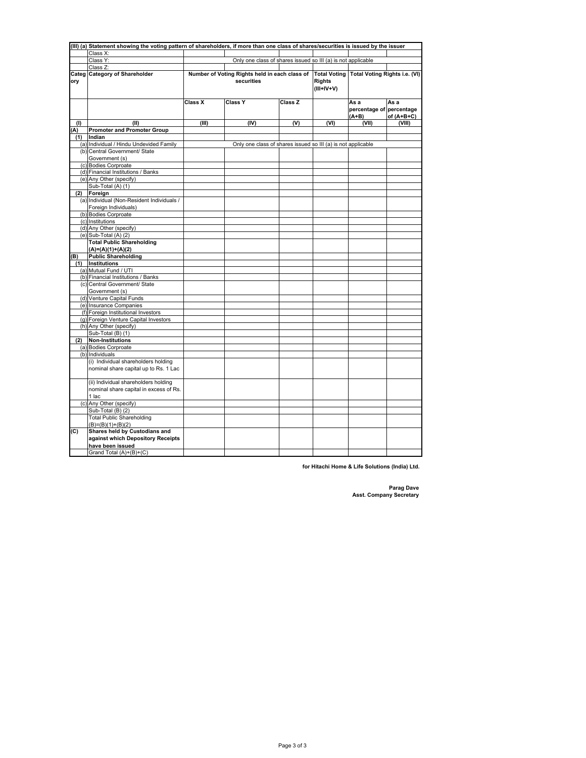| (III) (a) Statement showing the voting pattern of shareholders, if more than one class of shares/securities is issued by the issuer | | | | | | | |
|---|---|---|---|---|---|---|---|
| | Class X: | | | | | | |
| | Class Y: | Only one class of shares issued so III (a) is not applicable | | | | | |
| | Class Z: | | | | | | |
| **Category** | **Category of Shareholder** | **Number of Voting Rights held in each class of securities** | | | **Total Voting Rights (III+IV+V)** | **Total Voting Rights i.e. (VI)** | |
| | | **Class X** | **Class Y** | **Class Z** | | **As a percentage of (A+B)** | **As a percentage of (A+B+C)** |
| **(I)** | **(II)** | **(III)** | **(IV)** | **(V)** | **(VI)** | **(VII)** | **(VIII)** |
| **(A)** | **Promoter and Promoter Group** | | | | | | |
| **(1)** | **Indian** | | | | | | |
| (a) | Individual / Hindu Undevided Family | Only one class of shares issued so III (a) is not applicable | | | | | |
| (b) | Central Government/ State Government (s) | | | | | | |
| (c) | Bodies Corproate | | | | | | |
| (d) | Financial Institutions / Banks | | | | | | |
| (e) | Any Other (specify) | | | | | | |
| | Sub-Total (A) (1) | | | | | | |
| **(2)** | **Foreign** | | | | | | |
| (a) | Individual (Non-Resident Individuals / Foreign Individuals) | | | | | | |
| (b) | Bodies Corproate | | | | | | |
| (c) | Institutions | | | | | | |
| (d) | Any Other (specify) | | | | | | |
| (e) | Sub-Total (A) (2) | | | | | | |
| | **Total Public Shareholding (A)=(A)(1)+(A)(2)** | | | | | | |
| **(B)** | **Public Shareholding** | | | | | | |
| **(1)** | **Institutions** | | | | | | |
| (a) | Mutual Fund / UTI | | | | | | |
| (b) | Financial Institutions / Banks | | | | | | |
| (c) | Central Government/ State Government (s) | | | | | | |
| (d) | Venture Capital Funds | | | | | | |
| (e) | Insurance Companies | | | | | | |
| (f) | Foreign Institutional Investors | | | | | | |
| (g) | Foreign Venture Capital Investors | | | | | | |
| (h) | Any Other (specify) | | | | | | |
| | Sub-Total (B) (1) | | | | | | |
| **(2)** | **Non-Institutions** | | | | | | |
| (a) | Bodies Corproate | | | | | | |
| (b) | Individuals | | | | | | |
| | (i) Individual shareholders holding nominal share capital up to Rs. 1 Lac | | | | | | |
| | (ii) Individual shareholders holding nominal share capital in excess of Rs. 1 lac | | | | | | |
| (c) | Any Other (specify) | | | | | | |
| | Sub-Total (B) (2) | | | | | | |
| | Total Public Shareholding (B)=(B)(1)+(B)(2) | | | | | | |
| **(C)** | **Shares held by Custodians and against which Depository Receipts have been issued** | | | | | | |
| | Grand Total (A)+(B)+(C) | | | | | | |

**for Hitachi Home & Life Solutions (India) Ltd.**

**Parag Dave**
**Asst. Company Secretary**